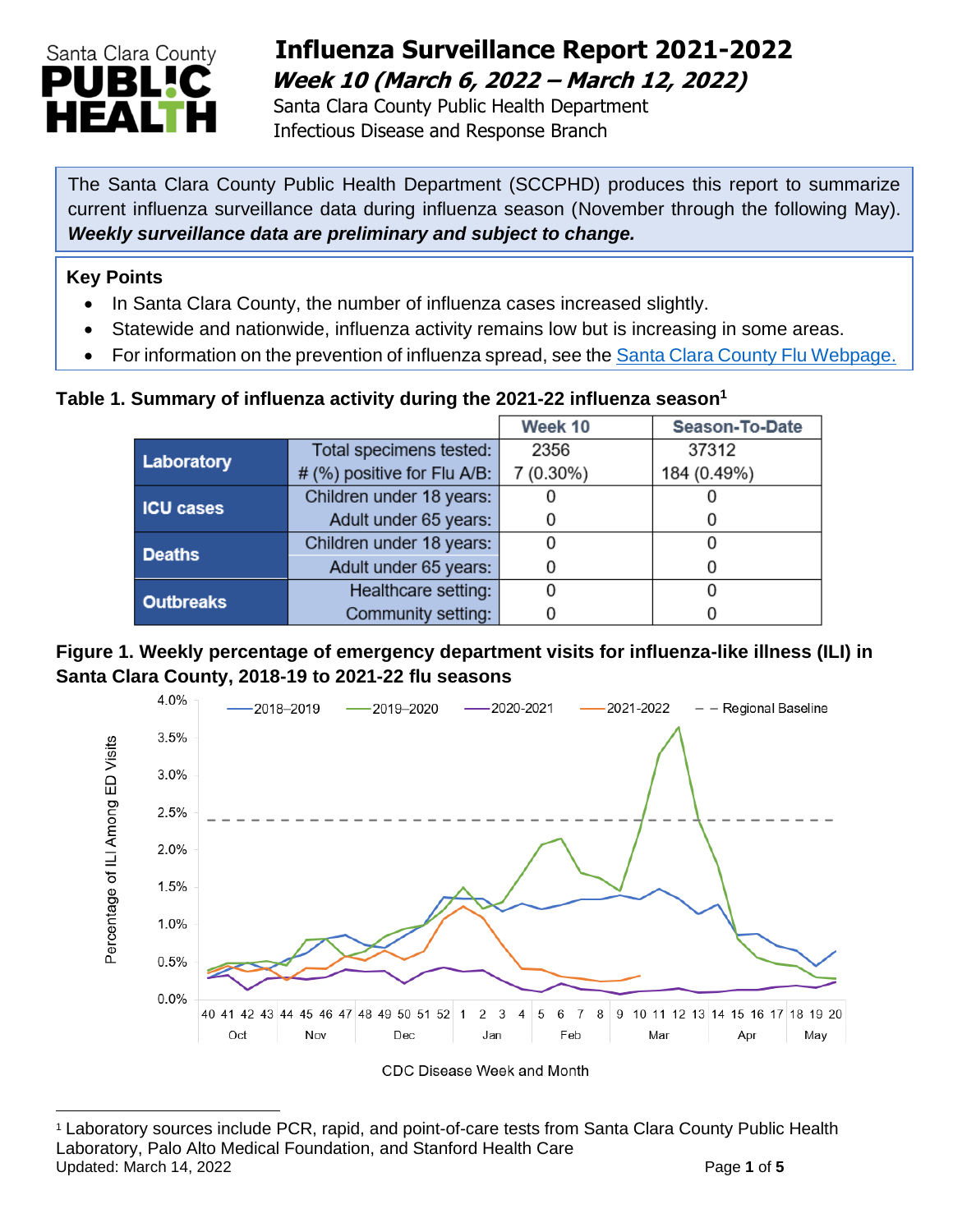# Influenza Surveillance Report 2021-2022

***Week 10 (March 6, 2022 – March 12, 2022)***

Santa Clara County Public Health Department
Infectious Disease and Response Branch

The Santa Clara County Public Health Department (SCCPHD) produces this report to summarize current influenza surveillance data during influenza season (November through the following May). ***Weekly surveillance data are preliminary and subject to change.***

**Key Points**

- In Santa Clara County, the number of influenza cases increased slightly.
- Statewide and nationwide, influenza activity remains low but is increasing in some areas.
- For information on the prevention of influenza spread, see the [Santa Clara County Flu Webpage.]

**Table 1. Summary of influenza activity during the 2021-22 influenza season[1]**

| | | Week 10 | Season-To-Date |
|---|---|---|---|
| **Laboratory** | Total specimens tested: | 2356 | 37312 |
| | # (%) positive for Flu A/B: | 7 (0.30%) | 184 (0.49%) |
| **ICU cases** | Children under 18 years: | 0 | 0 |
| | Adult under 65 years: | 0 | 0 |
| **Deaths** | Children under 18 years: | 0 | 0 |
| | Adult under 65 years: | 0 | 0 |
| **Outbreaks** | Healthcare setting: | 0 | 0 |
| | Community setting: | 0 | 0 |

**Figure 1. Weekly percentage of emergency department visits for influenza-like illness (ILI) in Santa Clara County, 2018-19 to 2021-22 flu seasons**

[1] Laboratory sources include PCR, rapid, and point-of-care tests from Santa Clara County Public Health Laboratory, Palo Alto Medical Foundation, and Stanford Health Care

Updated: March 14, 2022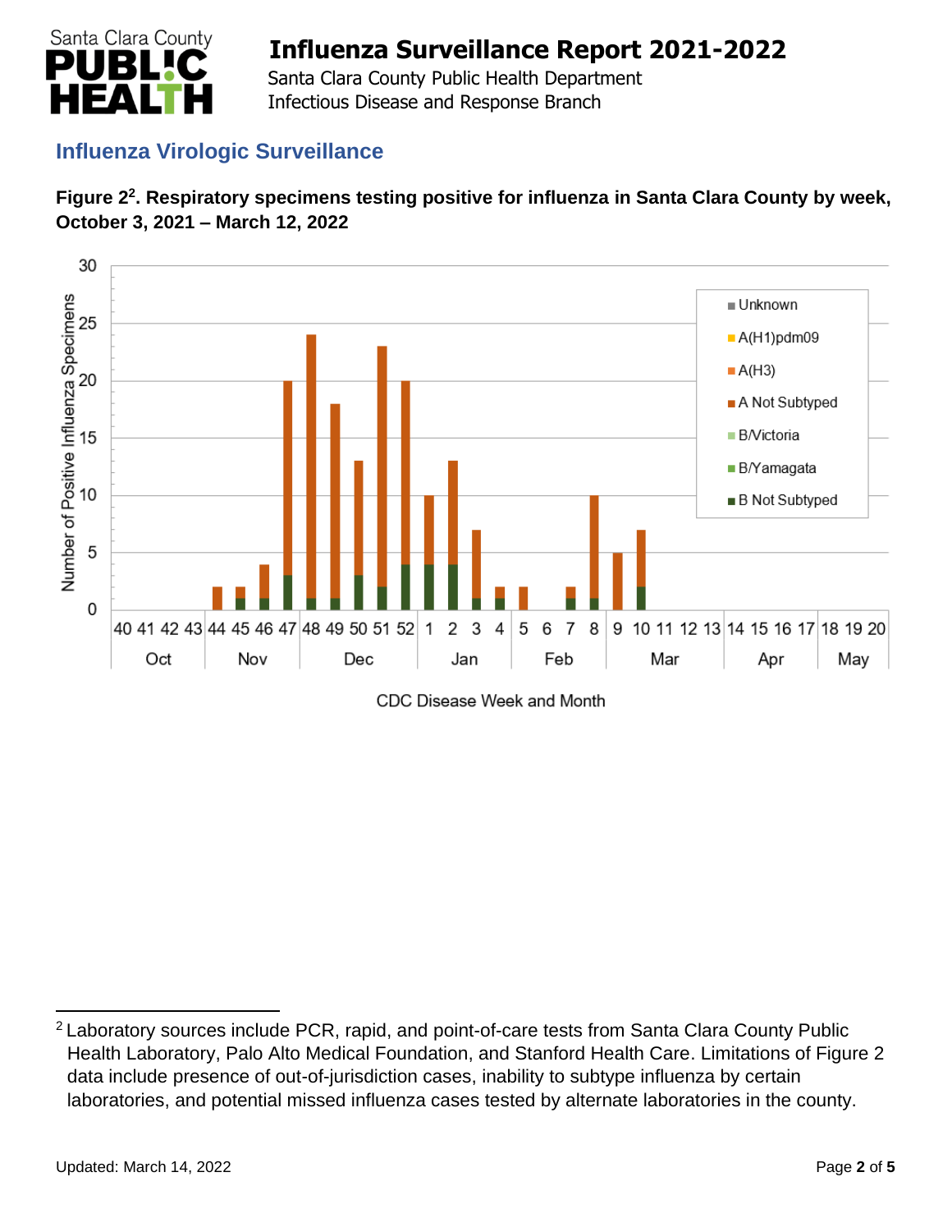## Influenza Virologic Surveillance

**Figure 2[2]. Respiratory specimens testing positive for influenza in Santa Clara County by week, October 3, 2021 – March 12, 2022**

[2] Laboratory sources include PCR, rapid, and point-of-care tests from Santa Clara County Public Health Laboratory, Palo Alto Medical Foundation, and Stanford Health Care. Limitations of Figure 2 data include presence of out-of-jurisdiction cases, inability to subtype influenza by certain laboratories, and potential missed influenza cases tested by alternate laboratories in the county.

Updated: March 14, 2022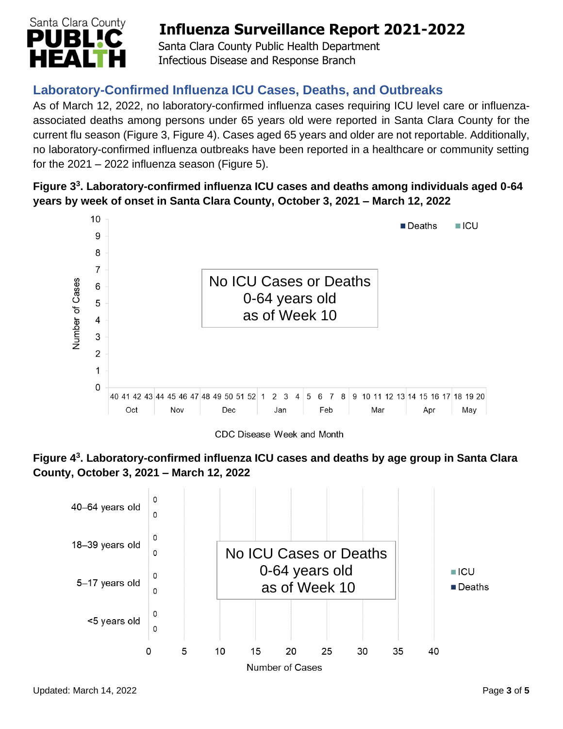## Laboratory-Confirmed Influenza ICU Cases, Deaths, and Outbreaks

As of March 12, 2022, no laboratory-confirmed influenza cases requiring ICU level care or influenza-associated deaths among persons under 65 years old were reported in Santa Clara County for the current flu season (Figure 3, Figure 4). Cases aged 65 years and older are not reportable. Additionally, no laboratory-confirmed influenza outbreaks have been reported in a healthcare or community setting for the 2021 – 2022 influenza season (Figure 5).

**Figure 3[3]. Laboratory-confirmed influenza ICU cases and deaths among individuals aged 0-64 years by week of onset in Santa Clara County, October 3, 2021 – March 12, 2022**

No ICU Cases or Deaths 0-64 years old as of Week 10

**Figure 4[3]. Laboratory-confirmed influenza ICU cases and deaths by age group in Santa Clara County, October 3, 2021 – March 12, 2022**

No ICU Cases or Deaths 0-64 years old as of Week 10

Updated: March 14, 2022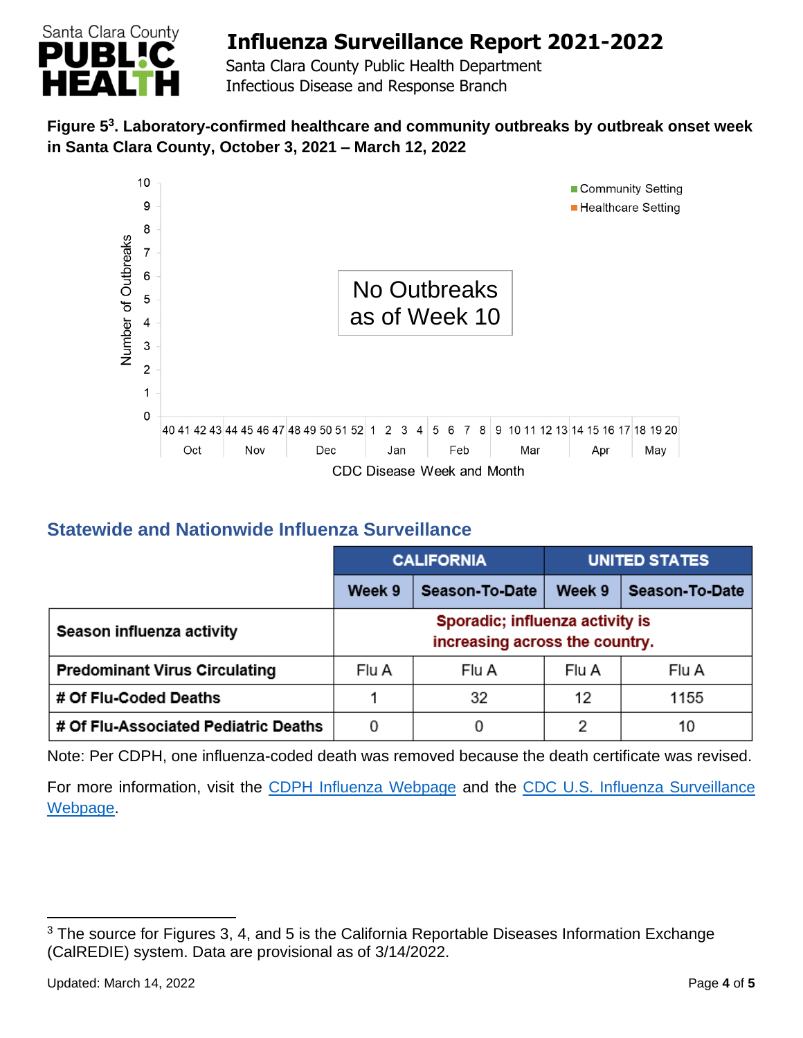**Figure 5[3]. Laboratory-confirmed healthcare and community outbreaks by outbreak onset week in Santa Clara County, October 3, 2021 – March 12, 2022**

No Outbreaks as of Week 10

## Statewide and Nationwide Influenza Surveillance

| | CALIFORNIA | | UNITED STATES | |
|---|---|---|---|---|
| | **Week 9** | **Season-To-Date** | **Week 9** | **Season-To-Date** |
| **Season influenza activity** | Sporadic; influenza activity is increasing across the country. | | | |
| **Predominant Virus Circulating** | Flu A | Flu A | Flu A | Flu A |
| **# Of Flu-Coded Deaths** | 1 | 32 | 12 | 1155 |
| **# Of Flu-Associated Pediatric Deaths** | 0 | 0 | 2 | 10 |

Note: Per CDPH, one influenza-coded death was removed because the death certificate was revised.

For more information, visit the CDPH Influenza Webpage and the CDC U.S. Influenza Surveillance Webpage.

[3] The source for Figures 3, 4, and 5 is the California Reportable Diseases Information Exchange (CalREDIE) system. Data are provisional as of 3/14/2022.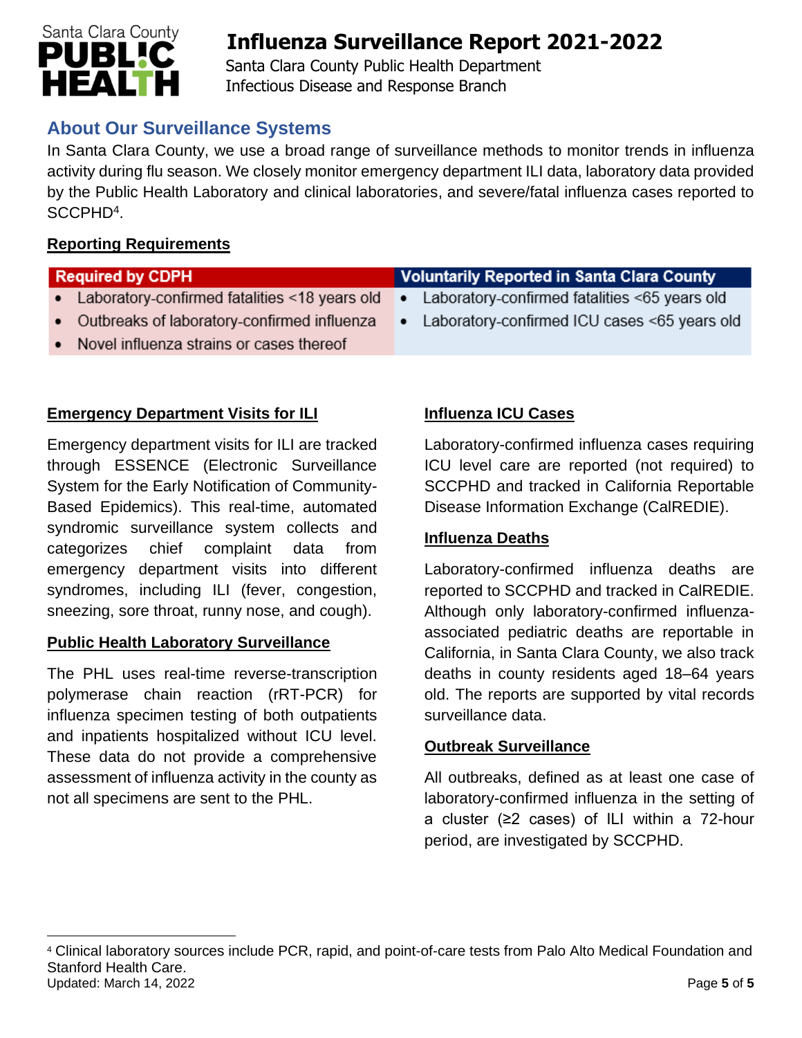# Influenza Surveillance Report 2021-2022

Santa Clara County Public Health Department
Infectious Disease and Response Branch

## About Our Surveillance Systems

In Santa Clara County, we use a broad range of surveillance methods to monitor trends in influenza activity during flu season. We closely monitor emergency department ILI data, laboratory data provided by the Public Health Laboratory and clinical laboratories, and severe/fatal influenza cases reported to SCCPHD[4].

### Reporting Requirements

| Required by CDPH | Voluntarily Reported in Santa Clara County |
|---|---|
| • Laboratory-confirmed fatalities <18 years old | • Laboratory-confirmed fatalities <65 years old |
| • Outbreaks of laboratory-confirmed influenza | • Laboratory-confirmed ICU cases <65 years old |
| • Novel influenza strains or cases thereof | |

### Emergency Department Visits for ILI

Emergency department visits for ILI are tracked through ESSENCE (Electronic Surveillance System for the Early Notification of Community-Based Epidemics). This real-time, automated syndromic surveillance system collects and categorizes chief complaint data from emergency department visits into different syndromes, including ILI (fever, congestion, sneezing, sore throat, runny nose, and cough).

### Public Health Laboratory Surveillance

The PHL uses real-time reverse-transcription polymerase chain reaction (rRT-PCR) for influenza specimen testing of both outpatients and inpatients hospitalized without ICU level. These data do not provide a comprehensive assessment of influenza activity in the county as not all specimens are sent to the PHL.

### Influenza ICU Cases

Laboratory-confirmed influenza cases requiring ICU level care are reported (not required) to SCCPHD and tracked in California Reportable Disease Information Exchange (CalREDIE).

### Influenza Deaths

Laboratory-confirmed influenza deaths are reported to SCCPHD and tracked in CalREDIE. Although only laboratory-confirmed influenza-associated pediatric deaths are reportable in California, in Santa Clara County, we also track deaths in county residents aged 18–64 years old. The reports are supported by vital records surveillance data.

### Outbreak Surveillance

All outbreaks, defined as at least one case of laboratory-confirmed influenza in the setting of a cluster (≥2 cases) of ILI within a 72-hour period, are investigated by SCCPHD.

---

[4] Clinical laboratory sources include PCR, rapid, and point-of-care tests from Palo Alto Medical Foundation and Stanford Health Care.

Updated: March 14, 2022